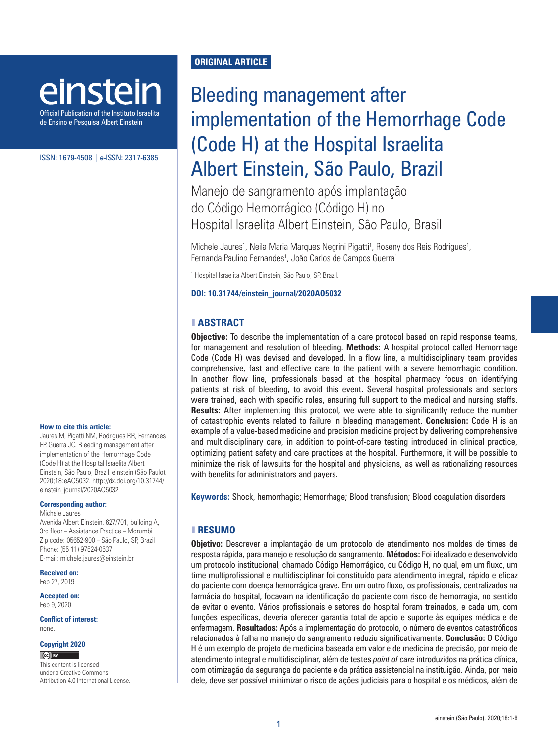ORIGINAL ARTICLE

# Bleeding management after implementation of the Hemorrhage Code (Code H) at the Hospital Israelita Albert Einstein, São Paulo, Brazil

## Manejo de sangramento após implantação do Código Hemorrágico (Código H) no Hospital Israelita Albert Einstein, São Paulo, Brasil

Michele Jaures[1], Neila Maria Marques Negrini Pigatti[1], Roseny dos Reis Rodrigues[1], Fernanda Paulino Fernandes[1], João Carlos de Campos Guerra[1]

[1] Hospital Israelita Albert Einstein, São Paulo, SP, Brazil.

**DOI: 10.31744/einstein_journal/2020AO5032**

**How to cite this article:**
Jaures M, Pigatti NM, Rodrigues RR, Fernandes FP, Guerra JC. Bleeding management after implementation of the Hemorrhage Code (Code H) at the Hospital Israelita Albert Einstein, São Paulo, Brazil. einstein (São Paulo). 2020;18:eAO5032. http://dx.doi.org/10.31744/einstein_journal/2020AO5032

**Corresponding author:**
Michele Jaures
Avenida Albert Einstein, 627/701, building A, 3rd floor – Assistance Practice – Morumbi
Zip code: 05652-900 – São Paulo, SP, Brazil
Phone: (55 11) 97524-0537
E-mail: michele.jaures@einstein.br

**Received on:**
Feb 27, 2019

**Accepted on:**
Feb 9, 2020

**Conflict of interest:**
none.

**Copyright 2020**

This content is licensed under a Creative Commons Attribution 4.0 International License.

## ABSTRACT

**Objective:** To describe the implementation of a care protocol based on rapid response teams, for management and resolution of bleeding. **Methods:** A hospital protocol called Hemorrhage Code (Code H) was devised and developed. In a flow line, a multidisciplinary team provides comprehensive, fast and effective care to the patient with a severe hemorrhagic condition. In another flow line, professionals based at the hospital pharmacy focus on identifying patients at risk of bleeding, to avoid this event. Several hospital professionals and sectors were trained, each with specific roles, ensuring full support to the medical and nursing staffs. **Results:** After implementing this protocol, we were able to significantly reduce the number of catastrophic events related to failure in bleeding management. **Conclusion:** Code H is an example of a value-based medicine and precision medicine project by delivering comprehensive and multidisciplinary care, in addition to point-of-care testing introduced in clinical practice, optimizing patient safety and care practices at the hospital. Furthermore, it will be possible to minimize the risk of lawsuits for the hospital and physicians, as well as rationalizing resources with benefits for administrators and payers.

**Keywords:** Shock, hemorrhagic; Hemorrhage; Blood transfusion; Blood coagulation disorders

## RESUMO

**Objetivo:** Descrever a implantação de um protocolo de atendimento nos moldes de times de resposta rápida, para manejo e resolução do sangramento. **Métodos:** Foi idealizado e desenvolvido um protocolo institucional, chamado Código Hemorrágico, ou Código H, no qual, em um fluxo, um time multiprofissional e multidisciplinar foi constituído para atendimento integral, rápido e eficaz do paciente com doença hemorrágica grave. Em um outro fluxo, os profissionais, centralizados na farmácia do hospital, focavam na identificação do paciente com risco de hemorragia, no sentido de evitar o evento. Vários profissionais e setores do hospital foram treinados, e cada um, com funções específicas, deveria oferecer garantia total de apoio e suporte às equipes médica e de enfermagem. **Resultados:** Após a implementação do protocolo, o número de eventos catastróficos relacionados à falha no manejo do sangramento reduziu significativamente. **Conclusão:** O Código H é um exemplo de projeto de medicina baseada em valor e de medicina de precisão, por meio de atendimento integral e multidisciplinar, além de testes *point of care* introduzidos na prática clínica, com otimização da segurança do paciente e da prática assistencial na instituição. Ainda, por meio dele, deve ser possível minimizar o risco de ações judiciais para o hospital e os médicos, além de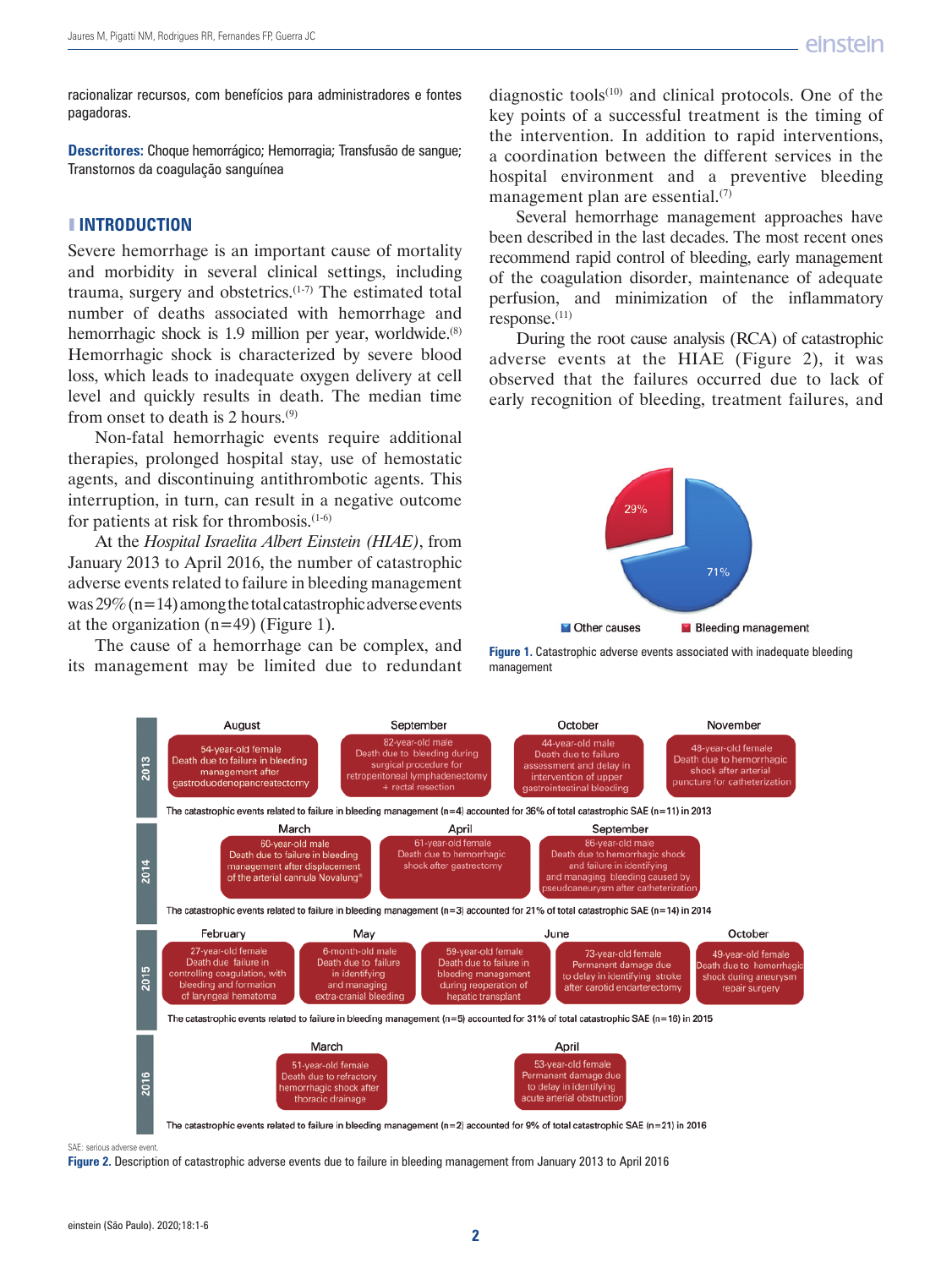racionalizar recursos, com benefícios para administradores e fontes pagadoras.

**Descritores:** Choque hemorrágico; Hemorragia; Transfusão de sangue; Transtornos da coagulação sanguínea

## INTRODUCTION

Severe hemorrhage is an important cause of mortality and morbidity in several clinical settings, including trauma, surgery and obstetrics.[1-7] The estimated total number of deaths associated with hemorrhage and hemorrhagic shock is 1.9 million per year, worldwide.[8] Hemorrhagic shock is characterized by severe blood loss, which leads to inadequate oxygen delivery at cell level and quickly results in death. The median time from onset to death is 2 hours.[9]

Non-fatal hemorrhagic events require additional therapies, prolonged hospital stay, use of hemostatic agents, and discontinuing antithrombotic agents. This interruption, in turn, can result in a negative outcome for patients at risk for thrombosis.[1-6]

At the *Hospital Israelita Albert Einstein (HIAE)*, from January 2013 to April 2016, the number of catastrophic adverse events related to failure in bleeding management was 29% (n=14) among the total catastrophic adverse events at the organization (n=49) (Figure 1).

The cause of a hemorrhage can be complex, and its management may be limited due to redundant diagnostic tools[10] and clinical protocols. One of the key points of a successful treatment is the timing of the intervention. In addition to rapid interventions, a coordination between the different services in the hospital environment and a preventive bleeding management plan are essential.[7]

Several hemorrhage management approaches have been described in the last decades. The most recent ones recommend rapid control of bleeding, early management of the coagulation disorder, maintenance of adequate perfusion, and minimization of the inflammatory response.[11]

During the root cause analysis (RCA) of catastrophic adverse events at the HIAE (Figure 2), it was observed that the failures occurred due to lack of early recognition of bleeding, treatment failures, and

29%

71%

Other causes   Bleeding management

**Figure 1.** Catastrophic adverse events associated with inadequate bleeding management

**2013**

- August: 54-year-old female. Death due to failure in bleeding management after gastroduodenopancreatectomy
- September: 82-year-old male. Death due to bleeding during surgical procedure for retroperitoneal lymphadenectomy + rectal resection
- October: 44-year-old male. Death due to failure assessment and delay in intervention of upper gastrointestinal bleeding
- November: 48-year-old female. Death due to hemorrhagic shock after arterial puncture for catheterization

The catastrophic events related to failure in bleeding management (n=4) accounted for 36% of total catastrophic SAE (n=11) in 2013

**2014**

- March: 60-year-old male. Death due to failure in bleeding management after displacement of the arterial cannula Novalung®
- April: 61-year-old female. Death due to hemorrhagic shock after gastrectomy
- September: 86-year-old male. Death due to hemorrhagic shock and failure in identifying and managing bleeding caused by pseudoaneurysm after catheterization

The catastrophic events related to failure in bleeding management (n=3) accounted for 21% of total catastrophic SAE (n=14) in 2014

**2015**

- February: 27-year-old female. Death due failure in controlling coagulation, with bleeding and formation of laryngeal hematoma
- May: 6-month-old male. Death due to failure in identifying and managing extra-cranial bleeding
- June: 59-year-old female. Death due to failure in bleeding management during reoperation of hepatic transplant
- June: 73-year-old female. Permanent damage due to delay in identifying stroke after carotid endarterectomy
- October: 49-year-old female. Death due to hemorrhagic shock during aneurysm repair surgery

The catastrophic events related to failure in bleeding management (n=5) accounted for 31% of total catastrophic SAE (n=16) in 2015

**2016**

- March: 51-year-old female. Death due to refractory hemorrhagic shock after thoracic drainage
- April: 53-year-old female. Permanent damage due to delay in identifying acute arterial obstruction

The catastrophic events related to failure in bleeding management (n=2) accounted for 9% of total catastrophic SAE (n=21) in 2016

SAE: serious adverse event.

**Figure 2.** Description of catastrophic adverse events due to failure in bleeding management from January 2013 to April 2016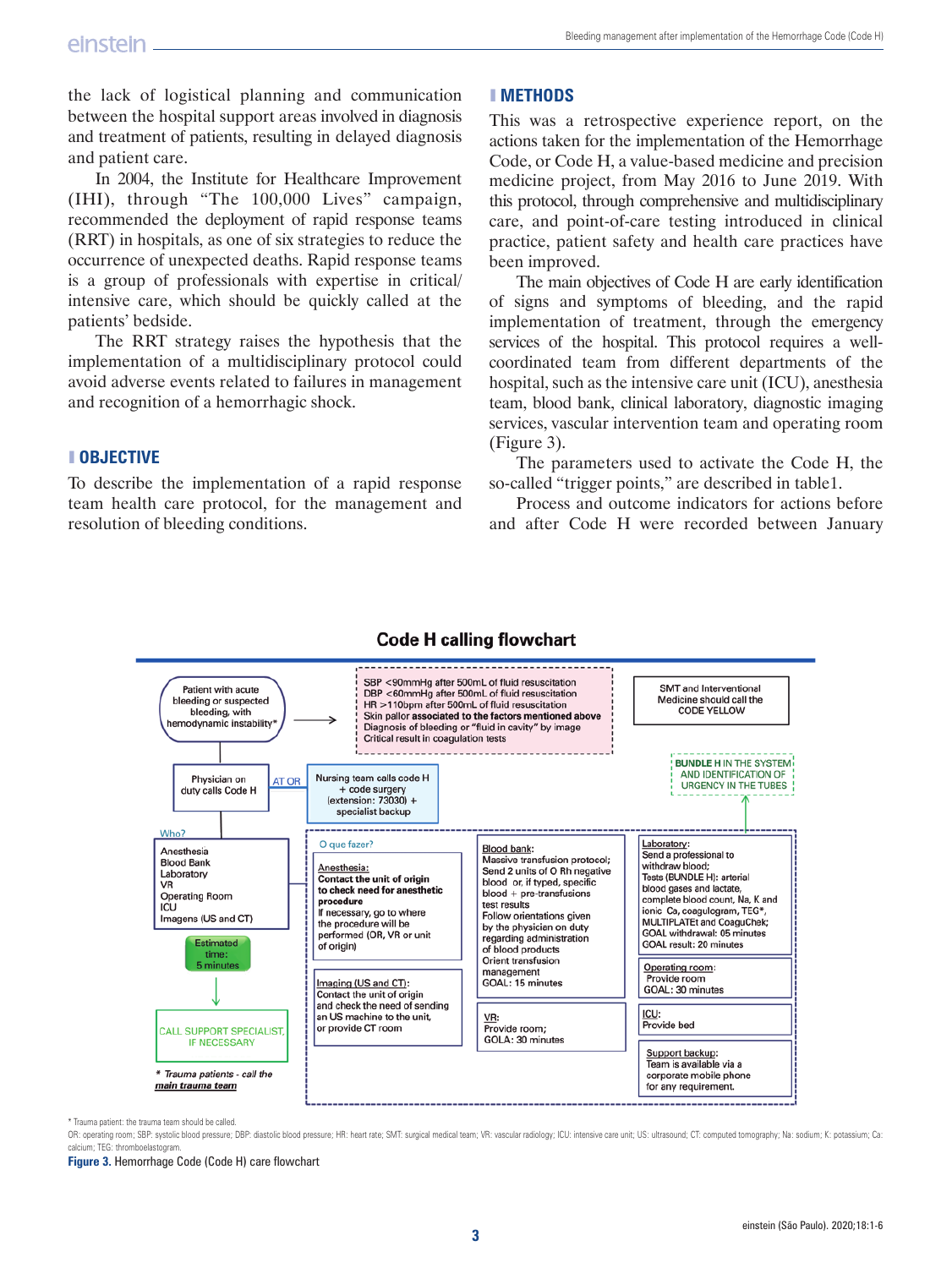the lack of logistical planning and communication between the hospital support areas involved in diagnosis and treatment of patients, resulting in delayed diagnosis and patient care.

In 2004, the Institute for Healthcare Improvement (IHI), through "The 100,000 Lives" campaign, recommended the deployment of rapid response teams (RRT) in hospitals, as one of six strategies to reduce the occurrence of unexpected deaths. Rapid response teams is a group of professionals with expertise in critical/intensive care, which should be quickly called at the patients' bedside.

The RRT strategy raises the hypothesis that the implementation of a multidisciplinary protocol could avoid adverse events related to failures in management and recognition of a hemorrhagic shock.

## OBJECTIVE

To describe the implementation of a rapid response team health care protocol, for the management and resolution of bleeding conditions.

## METHODS

This was a retrospective experience report, on the actions taken for the implementation of the Hemorrhage Code, or Code H, a value-based medicine and precision medicine project, from May 2016 to June 2019. With this protocol, through comprehensive and multidisciplinary care, and point-of-care testing introduced in clinical practice, patient safety and health care practices have been improved.

The main objectives of Code H are early identification of signs and symptoms of bleeding, and the rapid implementation of treatment, through the emergency services of the hospital. This protocol requires a well-coordinated team from different departments of the hospital, such as the intensive care unit (ICU), anesthesia team, blood bank, clinical laboratory, diagnostic imaging services, vascular intervention team and operating room (Figure 3).

The parameters used to activate the Code H, the so-called "trigger points," are described in table1.

Process and outcome indicators for actions before and after Code H were recorded between January

**Code H calling flowchart**

Patient with acute bleeding or suspected bleeding, with hemodynamic instability*

SBP <90mmHg after 500mL of fluid resuscitation
DBP <60mmHg after 500mL of fluid resuscitation
HR >110bpm after 500mL of fluid resuscitation
Skin pallor **associated to the factors mentioned above**
Diagnosis of bleeding or "fluid in cavity" by image
Critical result in coagulation tests

SMT and Interventional Medicine should call the CODE YELLOW

**BUNDLE H** IN THE SYSTEM AND IDENTIFICATION OF URGENCY IN THE TUBES

Physician on duty calls Code H

AT OR

Nursing team calls code H + code surgery (extension: 73030) + specialist backup

Who?
Anesthesia
Blood Bank
Laboratory
VR
Operating Room
ICU
Imagens (US and CT)

Estimated time: 5 minutes

CALL SUPPORT SPECIALIST, IF NECESSARY

* *Trauma patients - call the* ***main trauma team***

O que fazer?

Anesthesia:
**Contact the unit of origin to check need for anesthetic procedure**
If necessary, go to where the procedure will be performed (OR, VR or unit of origin)

Imaging (US and CT):
Contact the unit of origin and check the need of sending an US machine to the unit, or provide CT room

Blood bank:
Massive transfusion protocol;
Send 2 units of O Rh negative blood or, if typed, specific blood + pre-transfusions test results
Follow orientations given by the physician on duty regarding administration of blood products
Orient transfusion management
GOAL: 15 minutes

VR:
Provide room;
GOLA: 30 minutes

Laboratory:
Send a professional to withdraw blood;
Tests (BUNDLE H): arterial blood gases and lactate, complete blood count, Na, K and ionic Ca, coagulogram, TEG*, MULTIPLATEt and CoaguChek;
GOAL withdrawal: 05 minutes
GOAL result: 20 minutes

Operating room:
Provide room
GOAL: 30 minutes

ICU:
Provide bed

Support backup:
Team is available via a corporate mobile phone for any requirement.

* Trauma patient: the trauma team should be called.
OR: operating room; SBP: systolic blood pressure; DBP: diastolic blood pressure; HR: heart rate; SMT: surgical medical team; VR: vascular radiology; ICU: intensive care unit; US: ultrasound; CT: computed tomography; Na: sodium; K: potassium; Ca: calcium; TEG: thromboelastogram.

**Figure 3.** Hemorrhage Code (Code H) care flowchart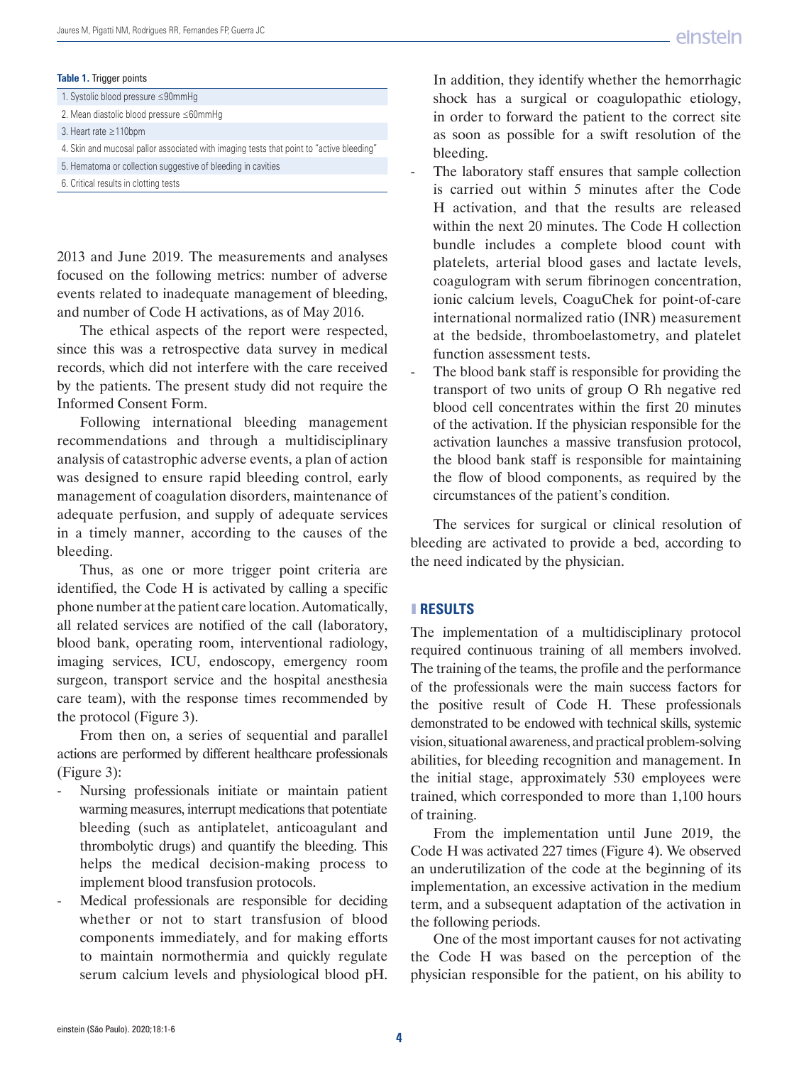**Table 1.** Trigger points

| |
|---|
| 1. Systolic blood pressure ≤90mmHg |
| 2. Mean diastolic blood pressure ≤60mmHg |
| 3. Heart rate ≥110bpm |
| 4. Skin and mucosal pallor associated with imaging tests that point to "active bleeding" |
| 5. Hematoma or collection suggestive of bleeding in cavities |
| 6. Critical results in clotting tests |

2013 and June 2019. The measurements and analyses focused on the following metrics: number of adverse events related to inadequate management of bleeding, and number of Code H activations, as of May 2016.

The ethical aspects of the report were respected, since this was a retrospective data survey in medical records, which did not interfere with the care received by the patients. The present study did not require the Informed Consent Form.

Following international bleeding management recommendations and through a multidisciplinary analysis of catastrophic adverse events, a plan of action was designed to ensure rapid bleeding control, early management of coagulation disorders, maintenance of adequate perfusion, and supply of adequate services in a timely manner, according to the causes of the bleeding.

Thus, as one or more trigger point criteria are identified, the Code H is activated by calling a specific phone number at the patient care location. Automatically, all related services are notified of the call (laboratory, blood bank, operating room, interventional radiology, imaging services, ICU, endoscopy, emergency room surgeon, transport service and the hospital anesthesia care team), with the response times recommended by the protocol (Figure 3).

From then on, a series of sequential and parallel actions are performed by different healthcare professionals (Figure 3):

- Nursing professionals initiate or maintain patient warming measures, interrupt medications that potentiate bleeding (such as antiplatelet, anticoagulant and thrombolytic drugs) and quantify the bleeding. This helps the medical decision-making process to implement blood transfusion protocols.
- Medical professionals are responsible for deciding whether or not to start transfusion of blood components immediately, and for making efforts to maintain normothermia and quickly regulate serum calcium levels and physiological blood pH. In addition, they identify whether the hemorrhagic shock has a surgical or coagulopathic etiology, in order to forward the patient to the correct site as soon as possible for a swift resolution of the bleeding.
- The laboratory staff ensures that sample collection is carried out within 5 minutes after the Code H activation, and that the results are released within the next 20 minutes. The Code H collection bundle includes a complete blood count with platelets, arterial blood gases and lactate levels, coagulogram with serum fibrinogen concentration, ionic calcium levels, CoaguChek for point-of-care international normalized ratio (INR) measurement at the bedside, thromboelastometry, and platelet function assessment tests.
- The blood bank staff is responsible for providing the transport of two units of group O Rh negative red blood cell concentrates within the first 20 minutes of the activation. If the physician responsible for the activation launches a massive transfusion protocol, the blood bank staff is responsible for maintaining the flow of blood components, as required by the circumstances of the patient's condition.

The services for surgical or clinical resolution of bleeding are activated to provide a bed, according to the need indicated by the physician.

## RESULTS

The implementation of a multidisciplinary protocol required continuous training of all members involved. The training of the teams, the profile and the performance of the professionals were the main success factors for the positive result of Code H. These professionals demonstrated to be endowed with technical skills, systemic vision, situational awareness, and practical problem-solving abilities, for bleeding recognition and management. In the initial stage, approximately 530 employees were trained, which corresponded to more than 1,100 hours of training.

From the implementation until June 2019, the Code H was activated 227 times (Figure 4). We observed an underutilization of the code at the beginning of its implementation, an excessive activation in the medium term, and a subsequent adaptation of the activation in the following periods.

One of the most important causes for not activating the Code H was based on the perception of the physician responsible for the patient, on his ability to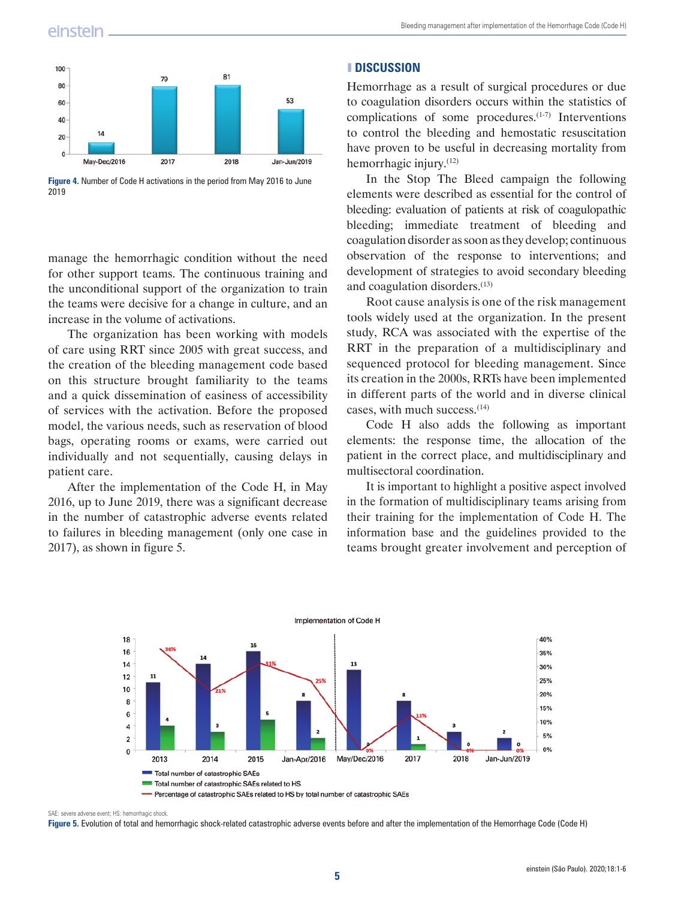Figure 4. Number of Code H activations in the period from May 2016 to June 2019

manage the hemorrhagic condition without the need for other support teams. The continuous training and the unconditional support of the organization to train the teams were decisive for a change in culture, and an increase in the volume of activations.

The organization has been working with models of care using RRT since 2005 with great success, and the creation of the bleeding management code based on this structure brought familiarity to the teams and a quick dissemination of easiness of accessibility of services with the activation. Before the proposed model, the various needs, such as reservation of blood bags, operating rooms or exams, were carried out individually and not sequentially, causing delays in patient care.

After the implementation of the Code H, in May 2016, up to June 2019, there was a significant decrease in the number of catastrophic adverse events related to failures in bleeding management (only one case in 2017), as shown in figure 5.

## DISCUSSION

Hemorrhage as a result of surgical procedures or due to coagulation disorders occurs within the statistics of complications of some procedures.[1-7] Interventions to control the bleeding and hemostatic resuscitation have proven to be useful in decreasing mortality from hemorrhagic injury.[12]

In the Stop The Bleed campaign the following elements were described as essential for the control of bleeding: evaluation of patients at risk of coagulopathic bleeding; immediate treatment of bleeding and coagulation disorder as soon as they develop; continuous observation of the response to interventions; and development of strategies to avoid secondary bleeding and coagulation disorders.[13]

Root cause analysis is one of the risk management tools widely used at the organization. In the present study, RCA was associated with the expertise of the RRT in the preparation of a multidisciplinary and sequenced protocol for bleeding management. Since its creation in the 2000s, RRTs have been implemented in different parts of the world and in diverse clinical cases, with much success.[14]

Code H also adds the following as important elements: the response time, the allocation of the patient in the correct place, and multidisciplinary and multisectoral coordination.

It is important to highlight a positive aspect involved in the formation of multidisciplinary teams arising from their training for the implementation of Code H. The information base and the guidelines provided to the teams brought greater involvement and perception of

SAE: severe adverse event; HS: hemorrhagic shock.

Figure 5. Evolution of total and hemorrhagic shock-related catastrophic adverse events before and after the implementation of the Hemorrhage Code (Code H)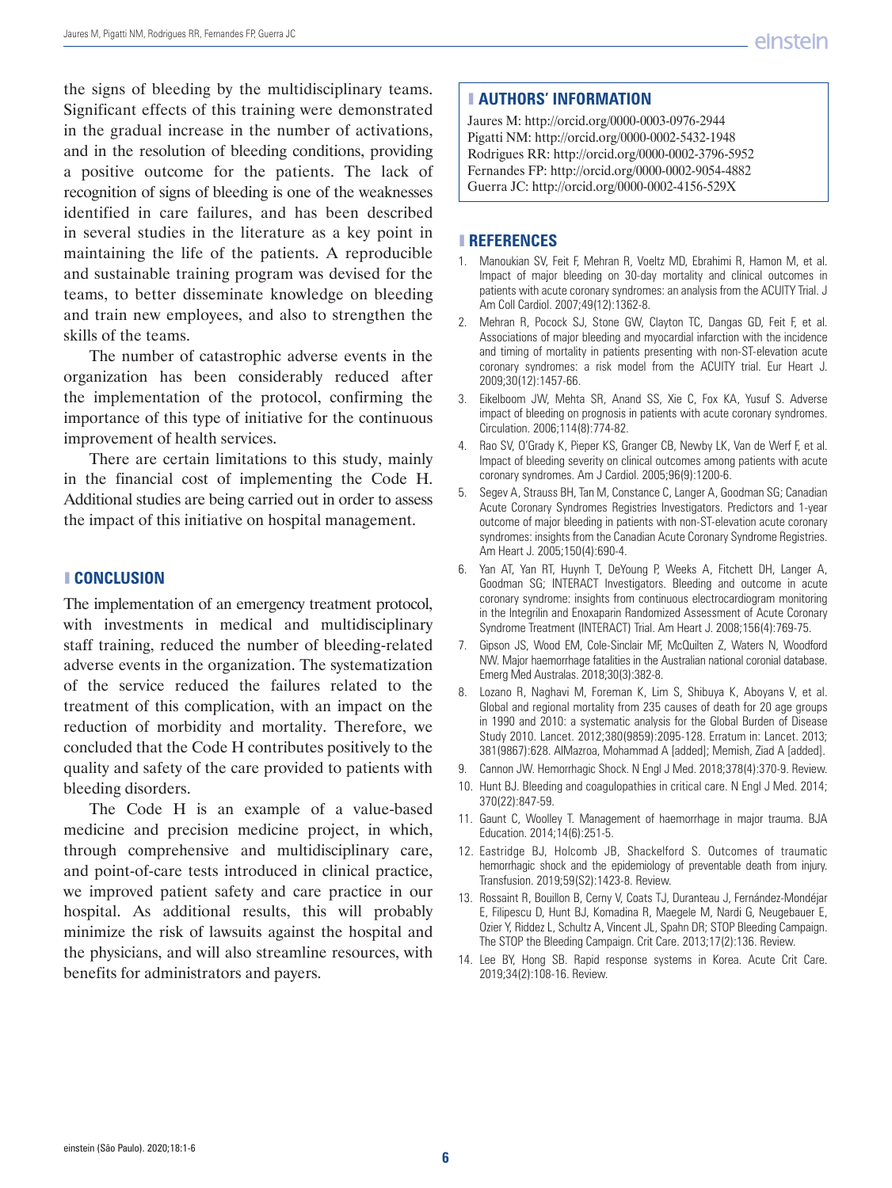the signs of bleeding by the multidisciplinary teams. Significant effects of this training were demonstrated in the gradual increase in the number of activations, and in the resolution of bleeding conditions, providing a positive outcome for the patients. The lack of recognition of signs of bleeding is one of the weaknesses identified in care failures, and has been described in several studies in the literature as a key point in maintaining the life of the patients. A reproducible and sustainable training program was devised for the teams, to better disseminate knowledge on bleeding and train new employees, and also to strengthen the skills of the teams.

The number of catastrophic adverse events in the organization has been considerably reduced after the implementation of the protocol, confirming the importance of this type of initiative for the continuous improvement of health services.

There are certain limitations to this study, mainly in the financial cost of implementing the Code H. Additional studies are being carried out in order to assess the impact of this initiative on hospital management.

## CONCLUSION

The implementation of an emergency treatment protocol, with investments in medical and multidisciplinary staff training, reduced the number of bleeding-related adverse events in the organization. The systematization of the service reduced the failures related to the treatment of this complication, with an impact on the reduction of morbidity and mortality. Therefore, we concluded that the Code H contributes positively to the quality and safety of the care provided to patients with bleeding disorders.

The Code H is an example of a value-based medicine and precision medicine project, in which, through comprehensive and multidisciplinary care, and point-of-care tests introduced in clinical practice, we improved patient safety and care practice in our hospital. As additional results, this will probably minimize the risk of lawsuits against the hospital and the physicians, and will also streamline resources, with benefits for administrators and payers.

## AUTHORS' INFORMATION

Jaures M: http://orcid.org/0000-0003-0976-2944
Pigatti NM: http://orcid.org/0000-0002-5432-1948
Rodrigues RR: http://orcid.org/0000-0002-3796-5952
Fernandes FP: http://orcid.org/0000-0002-9054-4882
Guerra JC: http://orcid.org/0000-0002-4156-529X

## REFERENCES

1. Manoukian SV, Feit F, Mehran R, Voeltz MD, Ebrahimi R, Hamon M, et al. Impact of major bleeding on 30-day mortality and clinical outcomes in patients with acute coronary syndromes: an analysis from the ACUITY Trial. J Am Coll Cardiol. 2007;49(12):1362-8.
2. Mehran R, Pocock SJ, Stone GW, Clayton TC, Dangas GD, Feit F, et al. Associations of major bleeding and myocardial infarction with the incidence and timing of mortality in patients presenting with non-ST-elevation acute coronary syndromes: a risk model from the ACUITY trial. Eur Heart J. 2009;30(12):1457-66.
3. Eikelboom JW, Mehta SR, Anand SS, Xie C, Fox KA, Yusuf S. Adverse impact of bleeding on prognosis in patients with acute coronary syndromes. Circulation. 2006;114(8):774-82.
4. Rao SV, O'Grady K, Pieper KS, Granger CB, Newby LK, Van de Werf F, et al. Impact of bleeding severity on clinical outcomes among patients with acute coronary syndromes. Am J Cardiol. 2005;96(9):1200-6.
5. Segev A, Strauss BH, Tan M, Constance C, Langer A, Goodman SG; Canadian Acute Coronary Syndromes Registries Investigators. Predictors and 1-year outcome of major bleeding in patients with non-ST-elevation acute coronary syndromes: insights from the Canadian Acute Coronary Syndrome Registries. Am Heart J. 2005;150(4):690-4.
6. Yan AT, Yan RT, Huynh T, DeYoung P, Weeks A, Fitchett DH, Langer A, Goodman SG; INTERACT Investigators. Bleeding and outcome in acute coronary syndrome: insights from continuous electrocardiogram monitoring in the Integrilin and Enoxaparin Randomized Assessment of Acute Coronary Syndrome Treatment (INTERACT) Trial. Am Heart J. 2008;156(4):769-75.
7. Gipson JS, Wood EM, Cole-Sinclair MF, McQuilten Z, Waters N, Woodford NW. Major haemorrhage fatalities in the Australian national coronial database. Emerg Med Australas. 2018;30(3):382-8.
8. Lozano R, Naghavi M, Foreman K, Lim S, Shibuya K, Aboyans V, et al. Global and regional mortality from 235 causes of death for 20 age groups in 1990 and 2010: a systematic analysis for the Global Burden of Disease Study 2010. Lancet. 2012;380(9859):2095-128. Erratum in: Lancet. 2013; 381(9867):628. AlMazroa, Mohammad A [added]; Memish, Ziad A [added].
9. Cannon JW. Hemorrhagic Shock. N Engl J Med. 2018;378(4):370-9. Review.
10. Hunt BJ. Bleeding and coagulopathies in critical care. N Engl J Med. 2014; 370(22):847-59.
11. Gaunt C, Woolley T. Management of haemorrhage in major trauma. BJA Education. 2014;14(6):251-5.
12. Eastridge BJ, Holcomb JB, Shackelford S. Outcomes of traumatic hemorrhagic shock and the epidemiology of preventable death from injury. Transfusion. 2019;59(S2):1423-8. Review.
13. Rossaint R, Bouillon B, Cerny V, Coats TJ, Duranteau J, Fernández-Mondéjar E, Filipescu D, Hunt BJ, Komadina R, Maegele M, Nardi G, Neugebauer E, Ozier Y, Riddez L, Schultz A, Vincent JL, Spahn DR; STOP Bleeding Campaign. The STOP the Bleeding Campaign. Crit Care. 2013;17(2):136. Review.
14. Lee BY, Hong SB. Rapid response systems in Korea. Acute Crit Care. 2019;34(2):108-16. Review.